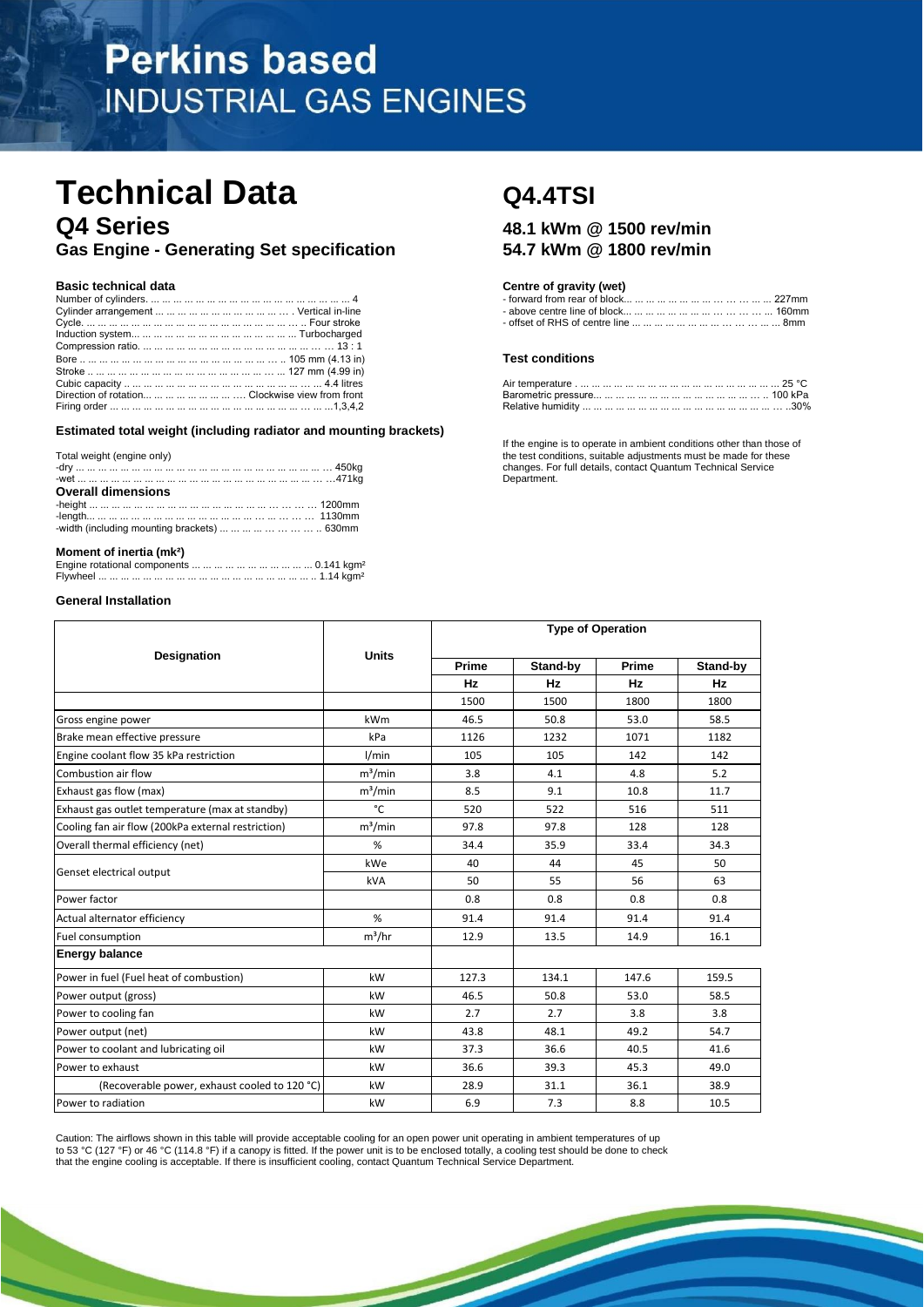# Perkins based
## INDUSTRIAL GAS ENGINES

# Technical Data

## Q4 Series
### Gas Engine - Generating Set specification

# Q4.4TSI

### 48.1 kWm @ 1500 rev/min
### 54.7 kWm @ 1800 rev/min

#### Basic technical data

Number of cylinders. ... ... ... ... ... ... ... ... ... ... ... ... ... ... ... ... ... 4
Cylinder arrangement ... ... ... ... ... ... ... ... ... ... ... ... . Vertical in-line
Cycle. ... ... ... ... ... ... ... ... ... ... ... ... ... ... ... ... ... .. Four stroke
Induction system... ... ... ... ... ... ... ... ... ... ... ... ... Turbocharged
Compression ratio. ... ... ... ... ... ... ... ... ... ... ... ... ... ... ... 13 : 1
Bore .. ... ... ... ... ... ... ... ... ... ... ... ... ... ... ... .. 105 mm (4.13 in)
Stroke .. ... ... ... ... ... ... ... ... ... ... ... ... ... ... ... 127 mm (4.99 in)
Cubic capacity .. ... ... ... ... ... ... ... ... ... ... ... ... ... ... ... ... 4.4 litres
Direction of rotation... ... ... ... ... ... ... .... Clockwise view from front
Firing order ... ... ... ... ... ... ... ... ... ... ... ... ... ... ... ... ... ...1,3,4,2

#### Estimated total weight (including radiator and mounting brackets)

Total weight (engine only)
-dry ... ... ... ... ... ... ... ... ... ... ... ... ... ... ... ... ... ... ... ... ... 450kg
-wet ... ... ... ... ... ... ... ... ... ... ... ... ... ... ... ... ... ... ... ... ...471kg

**Overall dimensions**

-height ... ... ... ... ... ... ... ... ... ... ... ... ... ... ... ... ... ... 1200mm
-length... ... ... ... ... ... ... ... ... ... ... ... ... ... ... ... ... ... 1130mm
-width (including mounting brackets) ... ... ... ... ... ... ... .. 630mm

#### Moment of inertia ($mk^2$)

Engine rotational components ... ... ... ... ... ... ... ... ... ... 0.141 $kgm^2$
Flywheel ... ... ... ... ... ... ... ... ... ... ... ... ... ... ... ... ... ... .. 1.14 $kgm^2$

#### Centre of gravity (wet)

- forward from rear of block... ... ... ... ... ... ... ... ... ... ... ... 227mm
- above centre line of block... ... ... ... ... ... ... ... ... ... ... ... 160mm
- offset of RHS of centre line ... ... ... ... ... ... ... ... ... ... ... ... 8mm

#### Test conditions

Air temperature . ... ... ... ... ... ... ... ... ... ... ... ... ... ... ... ... ... 25 °C
Barometric pressure... ... ... ... ... ... ... ... ... ... ... ... ... ... .. 100 kPa
Relative humidity ... ... ... ... ... ... ... ... ... ... ... ... ... ... ... ... ..30%

If the engine is to operate in ambient conditions other than those of the test conditions, suitable adjustments must be made for these changes. For full details, contact Quantum Technical Service Department.

#### General Installation

| Designation | Units | Type of Operation | | | |
|---|---|---|---|---|---|
| | | Prime | Stand-by | Prime | Stand-by |
| | | Hz | Hz | Hz | Hz |
| | | 1500 | 1500 | 1800 | 1800 |
| Gross engine power | kWm | 46.5 | 50.8 | 53.0 | 58.5 |
| Brake mean effective pressure | kPa | 1126 | 1232 | 1071 | 1182 |
| Engine coolant flow 35 kPa restriction | l/min | 105 | 105 | 142 | 142 |
| Combustion air flow | $m^3$/min | 3.8 | 4.1 | 4.8 | 5.2 |
| Exhaust gas flow (max) | $m^3$/min | 8.5 | 9.1 | 10.8 | 11.7 |
| Exhaust gas outlet temperature (max at standby) | °C | 520 | 522 | 516 | 511 |
| Cooling fan air flow (200kPa external restriction) | $m^3$/min | 97.8 | 97.8 | 128 | 128 |
| Overall thermal efficiency (net) | % | 34.4 | 35.9 | 33.4 | 34.3 |
| Genset electrical output | kWe | 40 | 44 | 45 | 50 |
| | kVA | 50 | 55 | 56 | 63 |
| Power factor | | 0.8 | 0.8 | 0.8 | 0.8 |
| Actual alternator efficiency | % | 91.4 | 91.4 | 91.4 | 91.4 |
| Fuel consumption | $m^3$/hr | 12.9 | 13.5 | 14.9 | 16.1 |
| **Energy balance** | | | | | |
| Power in fuel (Fuel heat of combustion) | kW | 127.3 | 134.1 | 147.6 | 159.5 |
| Power output (gross) | kW | 46.5 | 50.8 | 53.0 | 58.5 |
| Power to cooling fan | kW | 2.7 | 2.7 | 3.8 | 3.8 |
| Power output (net) | kW | 43.8 | 48.1 | 49.2 | 54.7 |
| Power to coolant and lubricating oil | kW | 37.3 | 36.6 | 40.5 | 41.6 |
| Power to exhaust | kW | 36.6 | 39.3 | 45.3 | 49.0 |
| (Recoverable power, exhaust cooled to 120 °C) | kW | 28.9 | 31.1 | 36.1 | 38.9 |
| Power to radiation | kW | 6.9 | 7.3 | 8.8 | 10.5 |

Caution: The airflows shown in this table will provide acceptable cooling for an open power unit operating in ambient temperatures of up to 53 °C (127 °F) or 46 °C (114.8 °F) if a canopy is fitted. If the power unit is to be enclosed totally, a cooling test should be done to check that the engine cooling is acceptable. If there is insufficient cooling, contact Quantum Technical Service Department.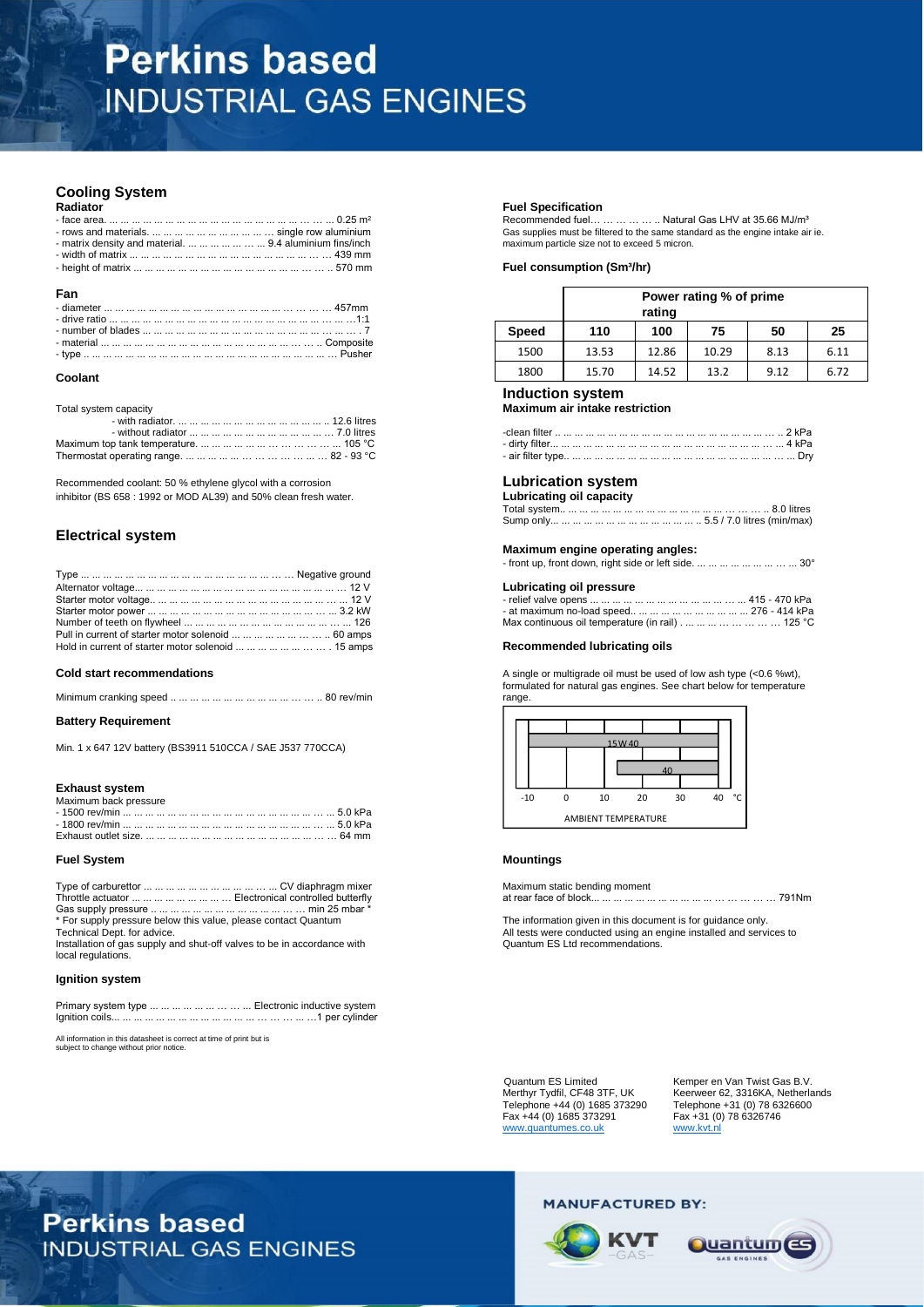# Perkins based INDUSTRIAL GAS ENGINES

## Cooling System

### Radiator

- face area. ... ... ... ... ... ... ... ... ... ... ... ... ... ... ... ... ... ... 0.25 m²
- rows and materials. ... ... ... ... ... ... ... ... ... ... ... single row aluminium
- matrix density and material. ... ... ... ... ... ... 9.4 aluminium fins/inch
- width of matrix ... ... ... ... ... ... ... ... ... ... ... ... ... ... ... ... ... 439 mm
- height of matrix ... ... ... ... ... ... ... ... ... ... ... ... ... ... ... ... .. 570 mm

### Fan

- diameter ... ... ... ... ... ... ... ... ... ... ... ... ... ... ... ... ... ... 457mm
- drive ratio ... ... ... ... ... ... ... ... ... ... ... ... ... ... ... ... ... ... ...1:1
- number of blades ... ... ... ... ... ... ... ... ... ... ... ... ... ... ... ... ... . 7
- material ... ... ... ... ... ... ... ... ... ... ... ... ... ... ... ... .. Composite
- type .. ... ... ... ... ... ... ... ... ... ... ... ... ... ... ... ... ... ... ... Pusher

### Coolant

Total system capacity
- with radiator. ... ... ... ... ... ... ... ... ... ... ... ... .. 12.6 litres
- without radiator ... ... ... ... ... ... ... ... ... ... ... ... 7.0 litres

Maximum top tank temperature. ... ... ... ... ... ... ... ... ... ... 105 °C
Thermostat operating range. ... ... ... ... ... ... ... ... ... ... ... 82 - 93 °C

Recommended coolant: 50 % ethylene glycol with a corrosion inhibitor (BS 658 : 1992 or MOD AL39) and 50% clean fresh water.

## Electrical system

Type ... ... ... ... ... ... ... ... ... ... ... ... ... ... ... ... ... Negative ground
Alternator voltage... ... ... ... ... ... ... ... ... ... ... ... ... ... ... ... ... 12 V
Starter motor voltage.. ... ... ... ... ... ... ... ... ... ... ... ... ... ... ... 12 V
Starter motor power ... ... ... ... ... ... ... ... ... ... ... ... ... ... ... 3.2 kW
Number of teeth on flywheel ... ... ... ... ... ... ... ... ... ... ... ... ... 126
Pull in current of starter motor solenoid ... ... ... ... ... ... ... .. 60 amps
Hold in current of starter motor solenoid ... ... ... ... ... ... ... . 15 amps

### Cold start recommendations

Minimum cranking speed .. ... ... ... ... ... ... ... ... ... ... ... .. 80 rev/min

### Battery Requirement

Min. 1 x 647 12V battery (BS3911 510CCA / SAE J537 770CCA)

### Exhaust system

Maximum back pressure
- 1500 rev/min ... ... ... ... ... ... ... ... ... ... ... ... ... ... ... ... ... 5.0 kPa
- 1800 rev/min ... ... ... ... ... ... ... ... ... ... ... ... ... ... ... ... ... 5.0 kPa

Exhaust outlet size. ... ... ... ... ... ... ... ... ... ... ... ... ... ... ... 64 mm

### Fuel System

Type of carburettor ... ... ... ... ... ... ... ... ... ... ... CV diaphragm mixer
Throttle actuator ... ... ... ... ... ... ... ... ... Electronical controlled butterfly
Gas supply pressure .. ... ... ... ... ... ... ... ... ... ... ... ... min 25 mbar *
* For supply pressure below this value, please contact Quantum Technical Dept. for advice.
Installation of gas supply and shut-off valves to be in accordance with local regulations.

### Ignition system

Primary system type ... ... ... ... ... ... ... ... Electronic inductive system
Ignition coils... ... ... ... ... ... ... ... ... ... ... ... ... ... ... ... ...1 per cylinder

All information in this datasheet is correct at time of print but is subject to change without prior notice.

### Fuel Specification

Recommended fuel… ... ... ... ... .. Natural Gas LHV at 35.66 MJ/m³
Gas supplies must be filtered to the same standard as the engine intake air ie. maximum particle size not to exceed 5 micron.

### Fuel consumption (Sm³/hr)

| | Power rating % of prime rating | | | | |
|---|---|---|---|---|---|
| **Speed** | **110** | **100** | **75** | **50** | **25** |
| 1500 | 13.53 | 12.86 | 10.29 | 8.13 | 6.11 |
| 1800 | 15.70 | 14.52 | 13.2 | 9.12 | 6.72 |

## Induction system

### Maximum air intake restriction

-clean filter .. ... ... ... ... ... ... ... ... ... ... ... ... ... ... ... ... ... .. 2 kPa
- dirty filter... ... ... ... ... ... ... ... ... ... ... ... ... ... ... ... ... ... ... 4 kPa
- air filter type.. ... ... ... ... ... ... ... ... ... ... ... ... ... ... ... ... ... ... Dry

## Lubrication system

### Lubricating oil capacity

Total system.. ... ... ... ... ... ... ... ... ... ... ... ... ... ... ... ... .. 8.0 litres
Sump only... ... ... ... ... ... ... ... ... ... ... ... .. 5.5 / 7.0 litres (min/max)

### Maximum engine operating angles:

- front up, front down, right side or left side. ... ... ... ... ... ... ... 30°

### Lubricating oil pressure

- relief valve opens ... ... ... ... ... ... ... ... ... ... ... ... ... 415 - 470 kPa
- at maximum no-load speed.. ... ... ... ... ... ... ... ... ... 276 - 414 kPa

Max continuous oil temperature (in rail) . ... ... ... ... ... ... ... 125 °C

### Recommended lubricating oils

A single or multigrade oil must be used of low ash type (<0.6 %wt), formulated for natural gas engines. See chart below for temperature range.

15W 40
40
-10 0 10 20 30 40 °C
AMBIENT TEMPERATURE

### Mountings

Maximum static bending moment
at rear face of block... ... ... ... ... ... ... ... ... ... ... ... ... ... ... 791Nm

The information given in this document is for guidance only.
All tests were conducted using an engine installed and services to Quantum ES Ltd recommendations.

Quantum ES Limited
Merthyr Tydfil, CF48 3TF, UK
Telephone +44 (0) 1685 373290
Fax +44 (0) 1685 373291
www.quantumes.co.uk

Kemper en Van Twist Gas B.V.
Keerweer 62, 3316KA, Netherlands
Telephone +31 (0) 78 6326600
Fax +31 (0) 78 6326746
www.kvt.nl

Perkins based INDUSTRIAL GAS ENGINES

MANUFACTURED BY:
KVT GAS
Quantum ES GAS ENGINES